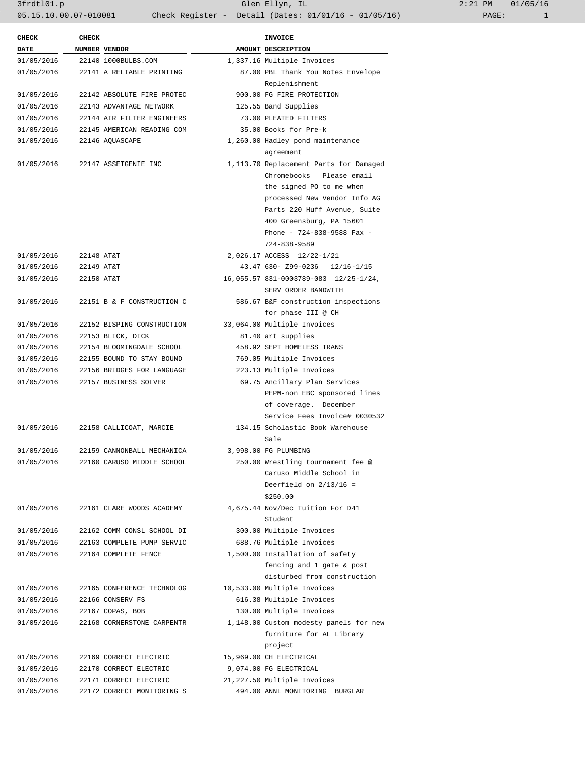| CHECK DATE | CHECK NUMBER | VENDOR | AMOUNT | INVOICE DESCRIPTION |
|---|---|---|---|---|
| 01/05/2016 | 22140 | 1000BULBS.COM | 1,337.16 | Multiple Invoices |
| 01/05/2016 | 22141 | A RELIABLE PRINTING | 87.00 | PBL Thank You Notes Envelope Replenishment |
| 01/05/2016 | 22142 | ABSOLUTE FIRE PROTEC | 900.00 | FG FIRE PROTECTION |
| 01/05/2016 | 22143 | ADVANTAGE NETWORK | 125.55 | Band Supplies |
| 01/05/2016 | 22144 | AIR FILTER ENGINEERS | 73.00 | PLEATED FILTERS |
| 01/05/2016 | 22145 | AMERICAN READING COM | 35.00 | Books for Pre-k |
| 01/05/2016 | 22146 | AQUASCAPE | 1,260.00 | Hadley pond maintenance agreement |
| 01/05/2016 | 22147 | ASSETGENIE INC | 1,113.70 | Replacement Parts for Damaged Chromebooks Please email the signed PO to me when processed New Vendor Info AG Parts 220 Huff Avenue, Suite 400 Greensburg, PA 15601 Phone - 724-838-9588 Fax - 724-838-9589 |
| 01/05/2016 | 22148 | AT&T | 2,026.17 | ACCESS 12/22-1/21 |
| 01/05/2016 | 22149 | AT&T | 43.47 | 630- Z99-0236 12/16-1/15 |
| 01/05/2016 | 22150 | AT&T | 16,055.57 | 831-0003789-083 12/25-1/24, SERV ORDER BANDWITH |
| 01/05/2016 | 22151 | B & F CONSTRUCTION C | 586.67 | B&F construction inspections for phase III @ CH |
| 01/05/2016 | 22152 | BISPING CONSTRUCTION | 33,064.00 | Multiple Invoices |
| 01/05/2016 | 22153 | BLICK, DICK | 81.40 | art supplies |
| 01/05/2016 | 22154 | BLOOMINGDALE SCHOOL | 458.92 | SEPT HOMELESS TRANS |
| 01/05/2016 | 22155 | BOUND TO STAY BOUND | 769.05 | Multiple Invoices |
| 01/05/2016 | 22156 | BRIDGES FOR LANGUAGE | 223.13 | Multiple Invoices |
| 01/05/2016 | 22157 | BUSINESS SOLVER | 69.75 | Ancillary Plan Services PEPM-non EBC sponsored lines of coverage. December Service Fees Invoice# 0030532 |
| 01/05/2016 | 22158 | CALLICOAT, MARCIE | 134.15 | Scholastic Book Warehouse Sale |
| 01/05/2016 | 22159 | CANNONBALL MECHANICA | 3,998.00 | FG PLUMBING |
| 01/05/2016 | 22160 | CARUSO MIDDLE SCHOOL | 250.00 | Wrestling tournament fee @ Caruso Middle School in Deerfield on 2/13/16 = $250.00 |
| 01/05/2016 | 22161 | CLARE WOODS ACADEMY | 4,675.44 | Nov/Dec Tuition For D41 Student |
| 01/05/2016 | 22162 | COMM CONSL SCHOOL DI | 300.00 | Multiple Invoices |
| 01/05/2016 | 22163 | COMPLETE PUMP SERVIC | 688.76 | Multiple Invoices |
| 01/05/2016 | 22164 | COMPLETE FENCE | 1,500.00 | Installation of safety fencing and 1 gate & post disturbed from construction |
| 01/05/2016 | 22165 | CONFERENCE TECHNOLOG | 10,533.00 | Multiple Invoices |
| 01/05/2016 | 22166 | CONSERV FS | 616.38 | Multiple Invoices |
| 01/05/2016 | 22167 | COPAS, BOB | 130.00 | Multiple Invoices |
| 01/05/2016 | 22168 | CORNERSTONE CARPENTR | 1,148.00 | Custom modesty panels for new furniture for AL Library project |
| 01/05/2016 | 22169 | CORRECT ELECTRIC | 15,969.00 | CH ELECTRICAL |
| 01/05/2016 | 22170 | CORRECT ELECTRIC | 9,074.00 | FG ELECTRICAL |
| 01/05/2016 | 22171 | CORRECT ELECTRIC | 21,227.50 | Multiple Invoices |
| 01/05/2016 | 22172 | CORRECT MONITORING S | 494.00 | ANNL MONITORING BURGLAR |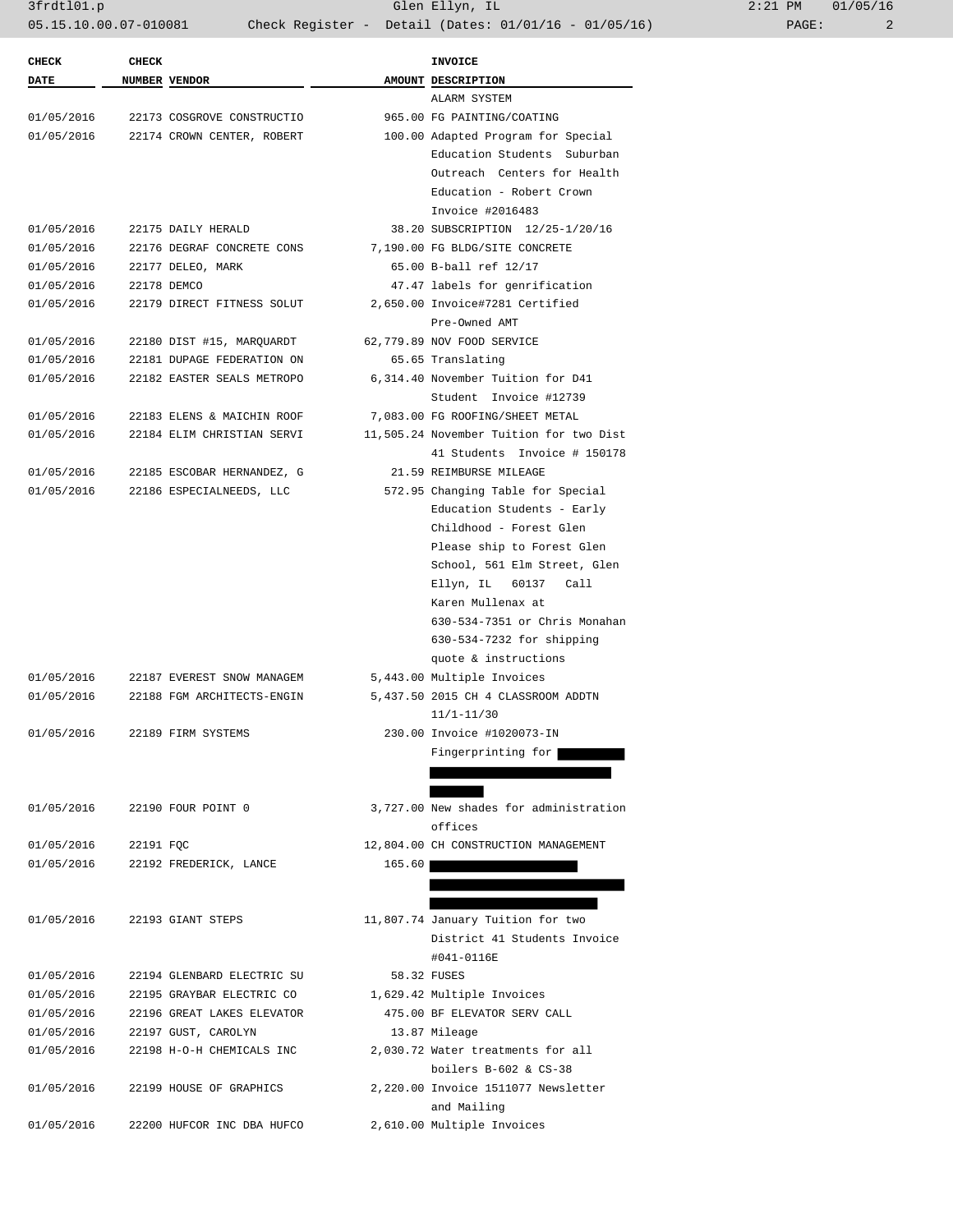| CHECK DATE | CHECK NUMBER | VENDOR | AMOUNT | INVOICE DESCRIPTION |
|---|---|---|---|---|
| | | | | ALARM SYSTEM |
| 01/05/2016 | 22173 | COSGROVE CONSTRUCTIO | 965.00 | FG PAINTING/COATING |
| 01/05/2016 | 22174 | CROWN CENTER, ROBERT | 100.00 | Adapted Program for Special Education Students Suburban Outreach Centers for Health Education - Robert Crown Invoice #2016483 |
| 01/05/2016 | 22175 | DAILY HERALD | 38.20 | SUBSCRIPTION 12/25-1/20/16 |
| 01/05/2016 | 22176 | DEGRAF CONCRETE CONS | 7,190.00 | FG BLDG/SITE CONCRETE |
| 01/05/2016 | 22177 | DELEO, MARK | 65.00 | B-ball ref 12/17 |
| 01/05/2016 | 22178 | DEMCO | 47.47 | labels for genrification |
| 01/05/2016 | 22179 | DIRECT FITNESS SOLUT | 2,650.00 | Invoice#7281 Certified Pre-Owned AMT |
| 01/05/2016 | 22180 | DIST #15, MARQUARDT | 62,779.89 | NOV FOOD SERVICE |
| 01/05/2016 | 22181 | DUPAGE FEDERATION ON | 65.65 | Translating |
| 01/05/2016 | 22182 | EASTER SEALS METROPO | 6,314.40 | November Tuition for D41 Student Invoice #12739 |
| 01/05/2016 | 22183 | ELENS & MAICHIN ROOF | 7,083.00 | FG ROOFING/SHEET METAL |
| 01/05/2016 | 22184 | ELIM CHRISTIAN SERVI | 11,505.24 | November Tuition for two Dist 41 Students Invoice # 150178 |
| 01/05/2016 | 22185 | ESCOBAR HERNANDEZ, G | 21.59 | REIMBURSE MILEAGE |
| 01/05/2016 | 22186 | ESPECIALNEEDS, LLC | 572.95 | Changing Table for Special Education Students - Early Childhood - Forest Glen Please ship to Forest Glen School, 561 Elm Street, Glen Ellyn, IL 60137 Call Karen Mullenax at 630-534-7351 or Chris Monahan 630-534-7232 for shipping quote & instructions |
| 01/05/2016 | 22187 | EVEREST SNOW MANAGEM | 5,443.00 | Multiple Invoices |
| 01/05/2016 | 22188 | FGM ARCHITECTS-ENGIN | 5,437.50 | 2015 CH 4 CLASSROOM ADDTN 11/1-11/30 |
| 01/05/2016 | 22189 | FIRM SYSTEMS | 230.00 | Invoice #1020073-IN Fingerprinting for [REDACTED] |
| 01/05/2016 | 22190 | FOUR POINT 0 | 3,727.00 | New shades for administration offices |
| 01/05/2016 | 22191 | FQC | 12,804.00 | CH CONSTRUCTION MANAGEMENT |
| 01/05/2016 | 22192 | FREDERICK, LANCE | 165.60 | [REDACTED] |
| 01/05/2016 | 22193 | GIANT STEPS | 11,807.74 | January Tuition for two District 41 Students Invoice #041-0116E |
| 01/05/2016 | 22194 | GLENBARD ELECTRIC SU | 58.32 | FUSES |
| 01/05/2016 | 22195 | GRAYBAR ELECTRIC CO | 1,629.42 | Multiple Invoices |
| 01/05/2016 | 22196 | GREAT LAKES ELEVATOR | 475.00 | BF ELEVATOR SERV CALL |
| 01/05/2016 | 22197 | GUST, CAROLYN | 13.87 | Mileage |
| 01/05/2016 | 22198 | H-O-H CHEMICALS INC | 2,030.72 | Water treatments for all boilers B-602 & CS-38 |
| 01/05/2016 | 22199 | HOUSE OF GRAPHICS | 2,220.00 | Invoice 1511077 Newsletter and Mailing |
| 01/05/2016 | 22200 | HUFCOR INC DBA HUFCO | 2,610.00 | Multiple Invoices |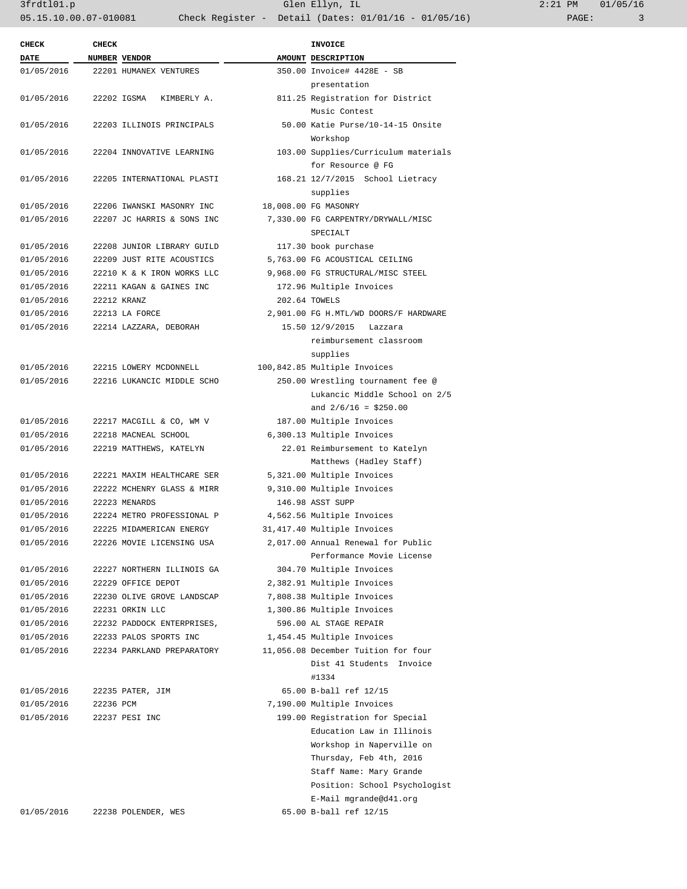| CHECK DATE | CHECK NUMBER | VENDOR | AMOUNT | INVOICE DESCRIPTION |
|---|---|---|---|---|
| 01/05/2016 | 22201 | HUMANEX VENTURES | 350.00 | Invoice# 4428E - SB presentation |
| 01/05/2016 | 22202 | IGSMA KIMBERLY A. | 811.25 | Registration for District Music Contest |
| 01/05/2016 | 22203 | ILLINOIS PRINCIPALS | 50.00 | Katie Purse/10-14-15 Onsite Workshop |
| 01/05/2016 | 22204 | INNOVATIVE LEARNING | 103.00 | Supplies/Curriculum materials for Resource @ FG |
| 01/05/2016 | 22205 | INTERNATIONAL PLASTI | 168.21 | 12/7/2015 School Lietracy supplies |
| 01/05/2016 | 22206 | IWANSKI MASONRY INC | 18,008.00 | FG MASONRY |
| 01/05/2016 | 22207 | JC HARRIS & SONS INC | 7,330.00 | FG CARPENTRY/DRYWALL/MISC SPECIALT |
| 01/05/2016 | 22208 | JUNIOR LIBRARY GUILD | 117.30 | book purchase |
| 01/05/2016 | 22209 | JUST RITE ACOUSTICS | 5,763.00 | FG ACOUSTICAL CEILING |
| 01/05/2016 | 22210 | K & K IRON WORKS LLC | 9,968.00 | FG STRUCTURAL/MISC STEEL |
| 01/05/2016 | 22211 | KAGAN & GAINES INC | 172.96 | Multiple Invoices |
| 01/05/2016 | 22212 | KRANZ | 202.64 | TOWELS |
| 01/05/2016 | 22213 | LA FORCE | 2,901.00 | FG H.MTL/WD DOORS/F HARDWARE |
| 01/05/2016 | 22214 | LAZZARA, DEBORAH | 15.50 | 12/9/2015 Lazzara reimbursement classroom supplies |
| 01/05/2016 | 22215 | LOWERY MCDONNELL | 100,842.85 | Multiple Invoices |
| 01/05/2016 | 22216 | LUKANCIC MIDDLE SCHO | 250.00 | Wrestling tournament fee @ Lukancic Middle School on 2/5 and 2/6/16 = $250.00 |
| 01/05/2016 | 22217 | MACGILL & CO, WM V | 187.00 | Multiple Invoices |
| 01/05/2016 | 22218 | MACNEAL SCHOOL | 6,300.13 | Multiple Invoices |
| 01/05/2016 | 22219 | MATTHEWS, KATELYN | 22.01 | Reimbursement to Katelyn Matthews (Hadley Staff) |
| 01/05/2016 | 22221 | MAXIM HEALTHCARE SER | 5,321.00 | Multiple Invoices |
| 01/05/2016 | 22222 | MCHENRY GLASS & MIRR | 9,310.00 | Multiple Invoices |
| 01/05/2016 | 22223 | MENARDS | 146.98 | ASST SUPP |
| 01/05/2016 | 22224 | METRO PROFESSIONAL P | 4,562.56 | Multiple Invoices |
| 01/05/2016 | 22225 | MIDAMERICAN ENERGY | 31,417.40 | Multiple Invoices |
| 01/05/2016 | 22226 | MOVIE LICENSING USA | 2,017.00 | Annual Renewal for Public Performance Movie License |
| 01/05/2016 | 22227 | NORTHERN ILLINOIS GA | 304.70 | Multiple Invoices |
| 01/05/2016 | 22229 | OFFICE DEPOT | 2,382.91 | Multiple Invoices |
| 01/05/2016 | 22230 | OLIVE GROVE LANDSCAP | 7,808.38 | Multiple Invoices |
| 01/05/2016 | 22231 | ORKIN LLC | 1,300.86 | Multiple Invoices |
| 01/05/2016 | 22232 | PADDOCK ENTERPRISES, | 596.00 | AL STAGE REPAIR |
| 01/05/2016 | 22233 | PALOS SPORTS INC | 1,454.45 | Multiple Invoices |
| 01/05/2016 | 22234 | PARKLAND PREPARATORY | 11,056.08 | December Tuition for four Dist 41 Students Invoice #1334 |
| 01/05/2016 | 22235 | PATER, JIM | 65.00 | B-ball ref 12/15 |
| 01/05/2016 | 22236 | PCM | 7,190.00 | Multiple Invoices |
| 01/05/2016 | 22237 | PESI INC | 199.00 | Registration for Special Education Law in Illinois Workshop in Naperville on Thursday, Feb 4th, 2016 Staff Name: Mary Grande Position: School Psychologist E-Mail mgrande@d41.org |
| 01/05/2016 | 22238 | POLENDER, WES | 65.00 | B-ball ref 12/15 |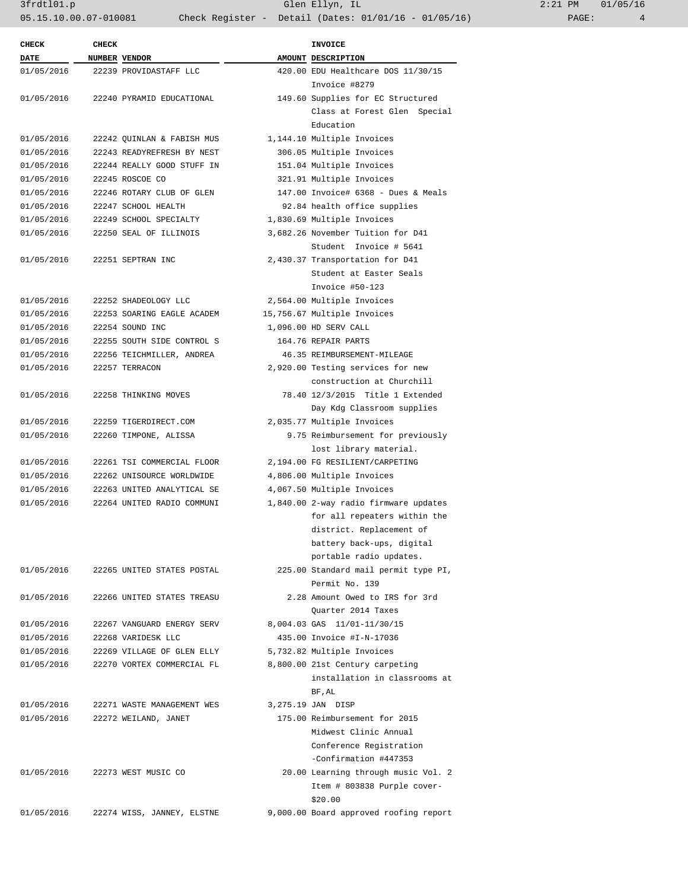| CHECK DATE | CHECK NUMBER | VENDOR | AMOUNT | INVOICE DESCRIPTION |
|---|---|---|---|---|
| 01/05/2016 | 22239 | PROVIDASTAFF LLC | 420.00 | EDU Healthcare DOS 11/30/15 Invoice #8279 |
| 01/05/2016 | 22240 | PYRAMID EDUCATIONAL | 149.60 | Supplies for EC Structured Class at Forest Glen Special Education |
| 01/05/2016 | 22242 | QUINLAN & FABISH MUS | 1,144.10 | Multiple Invoices |
| 01/05/2016 | 22243 | READYREFRESH BY NEST | 306.05 | Multiple Invoices |
| 01/05/2016 | 22244 | REALLY GOOD STUFF IN | 151.04 | Multiple Invoices |
| 01/05/2016 | 22245 | ROSCOE CO | 321.91 | Multiple Invoices |
| 01/05/2016 | 22246 | ROTARY CLUB OF GLEN | 147.00 | Invoice# 6368 - Dues & Meals |
| 01/05/2016 | 22247 | SCHOOL HEALTH | 92.84 | health office supplies |
| 01/05/2016 | 22249 | SCHOOL SPECIALTY | 1,830.69 | Multiple Invoices |
| 01/05/2016 | 22250 | SEAL OF ILLINOIS | 3,682.26 | November Tuition for D41 Student Invoice # 5641 |
| 01/05/2016 | 22251 | SEPTRAN INC | 2,430.37 | Transportation for D41 Student at Easter Seals Invoice #50-123 |
| 01/05/2016 | 22252 | SHADEOLOGY LLC | 2,564.00 | Multiple Invoices |
| 01/05/2016 | 22253 | SOARING EAGLE ACADEM | 15,756.67 | Multiple Invoices |
| 01/05/2016 | 22254 | SOUND INC | 1,096.00 | HD SERV CALL |
| 01/05/2016 | 22255 | SOUTH SIDE CONTROL S | 164.76 | REPAIR PARTS |
| 01/05/2016 | 22256 | TEICHMILLER, ANDREA | 46.35 | REIMBURSEMENT-MILEAGE |
| 01/05/2016 | 22257 | TERRACON | 2,920.00 | Testing services for new construction at Churchill |
| 01/05/2016 | 22258 | THINKING MOVES | 78.40 | 12/3/2015 Title 1 Extended Day Kdg Classroom supplies |
| 01/05/2016 | 22259 | TIGERDIRECT.COM | 2,035.77 | Multiple Invoices |
| 01/05/2016 | 22260 | TIMPONE, ALISSA | 9.75 | Reimbursement for previously lost library material. |
| 01/05/2016 | 22261 | TSI COMMERCIAL FLOOR | 2,194.00 | FG RESILIENT/CARPETING |
| 01/05/2016 | 22262 | UNISOURCE WORLDWIDE | 4,806.00 | Multiple Invoices |
| 01/05/2016 | 22263 | UNITED ANALYTICAL SE | 4,067.50 | Multiple Invoices |
| 01/05/2016 | 22264 | UNITED RADIO COMMUNI | 1,840.00 | 2-way radio firmware updates for all repeaters within the district. Replacement of battery back-ups, digital portable radio updates. |
| 01/05/2016 | 22265 | UNITED STATES POSTAL | 225.00 | Standard mail permit type PI, Permit No. 139 |
| 01/05/2016 | 22266 | UNITED STATES TREASU | 2.28 | Amount Owed to IRS for 3rd Quarter 2014 Taxes |
| 01/05/2016 | 22267 | VANGUARD ENERGY SERV | 8,004.03 | GAS 11/01-11/30/15 |
| 01/05/2016 | 22268 | VARIDESK LLC | 435.00 | Invoice #I-N-17036 |
| 01/05/2016 | 22269 | VILLAGE OF GLEN ELLY | 5,732.82 | Multiple Invoices |
| 01/05/2016 | 22270 | VORTEX COMMERCIAL FL | 8,800.00 | 21st Century carpeting installation in classrooms at BF,AL |
| 01/05/2016 | 22271 | WASTE MANAGEMENT WES | 3,275.19 | JAN DISP |
| 01/05/2016 | 22272 | WEILAND, JANET | 175.00 | Reimbursement for 2015 Midwest Clinic Annual Conference Registration -Confirmation #447353 |
| 01/05/2016 | 22273 | WEST MUSIC CO | 20.00 | Learning through music Vol. 2 Item # 803838 Purple cover- $20.00 |
| 01/05/2016 | 22274 | WISS, JANNEY, ELSTNE | 9,000.00 | Board approved roofing report |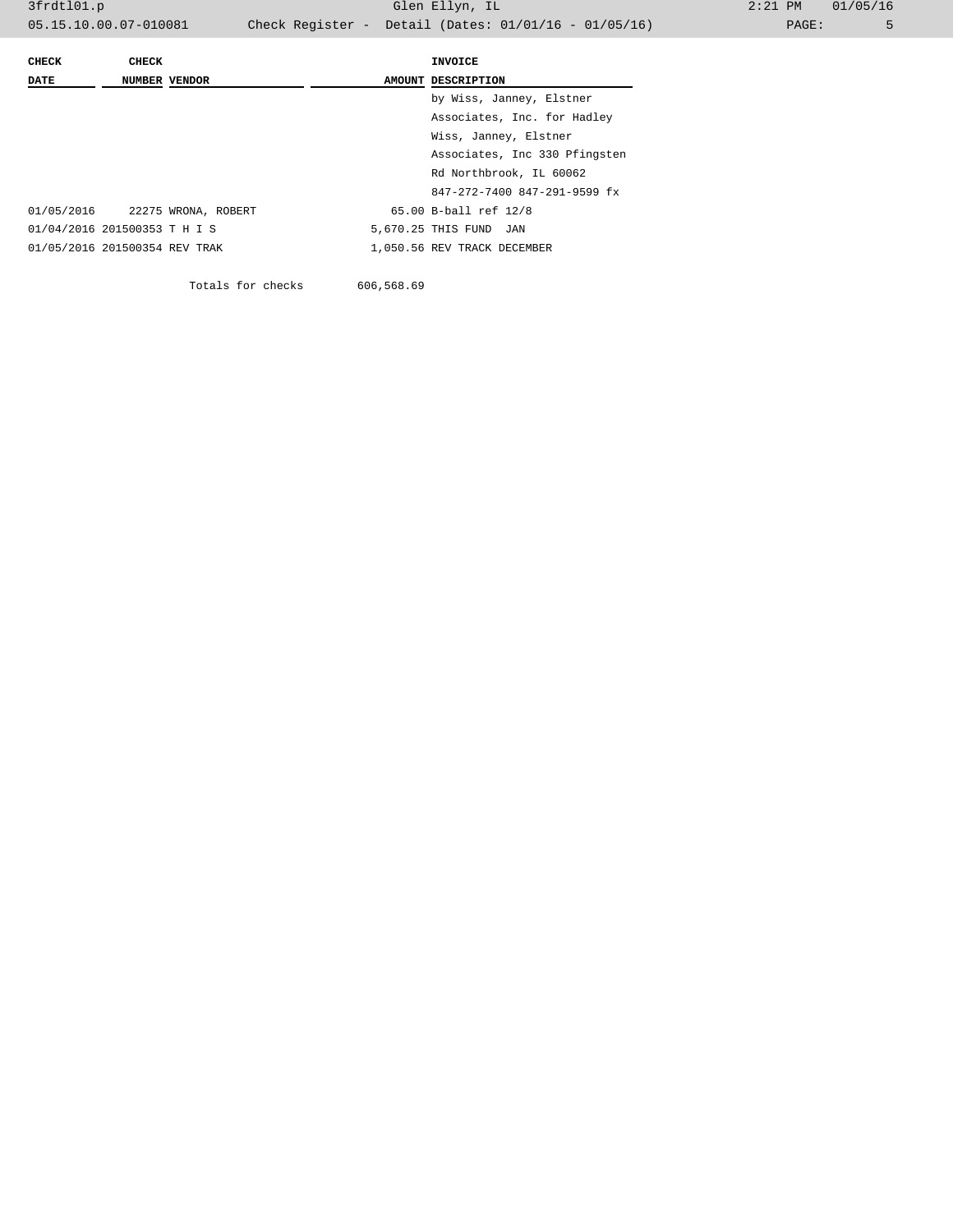| CHECK DATE | CHECK NUMBER | VENDOR | AMOUNT | INVOICE DESCRIPTION |
|---|---|---|---|---|
| | | | | by Wiss, Janney, Elstner Associates, Inc. for Hadley Wiss, Janney, Elstner Associates, Inc 330 Pfingsten Rd Northbrook, IL 60062 847-272-7400 847-291-9599 fx |
| 01/05/2016 | 22275 | WRONA, ROBERT | 65.00 | B-ball ref 12/8 |
| 01/04/2016 | 201500353 | T H I S | 5,670.25 | THIS FUND JAN |
| 01/05/2016 | 201500354 | REV TRAK | 1,050.56 | REV TRACK DECEMBER |
| | | Totals for checks | 606,568.69 | |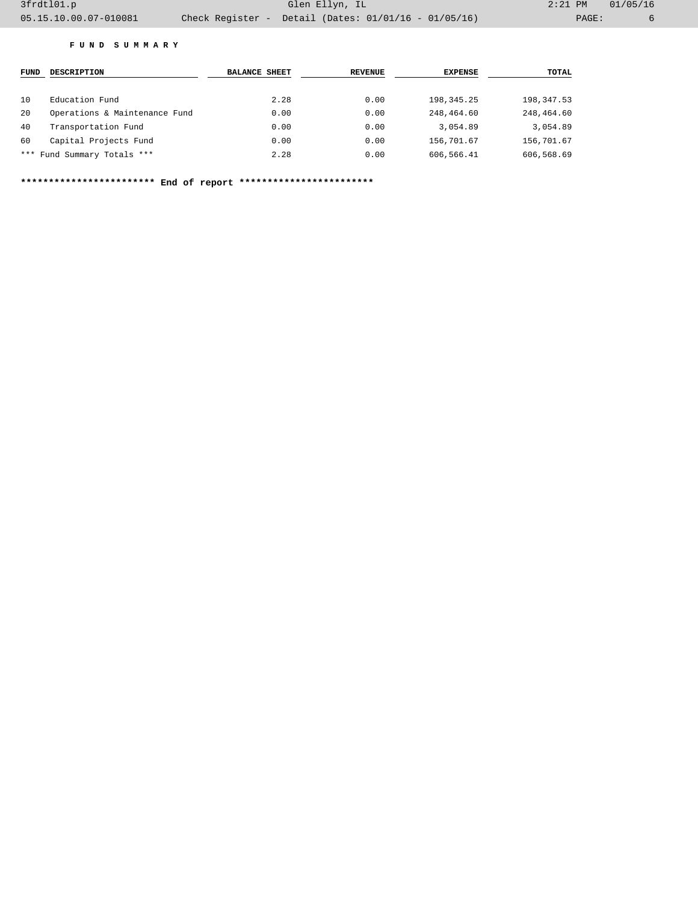**F U N D   S U M M A R Y**

| FUND | DESCRIPTION | BALANCE SHEET | REVENUE | EXPENSE | TOTAL |
|---|---|---|---|---|---|
| 10 | Education Fund | 2.28 | 0.00 | 198,345.25 | 198,347.53 |
| 20 | Operations & Maintenance Fund | 0.00 | 0.00 | 248,464.60 | 248,464.60 |
| 40 | Transportation Fund | 0.00 | 0.00 | 3,054.89 | 3,054.89 |
| 60 | Capital Projects Fund | 0.00 | 0.00 | 156,701.67 | 156,701.67 |
| *** Fund Summary Totals *** | | 2.28 | 0.00 | 606,566.41 | 606,568.69 |

************************ **End of report** ************************